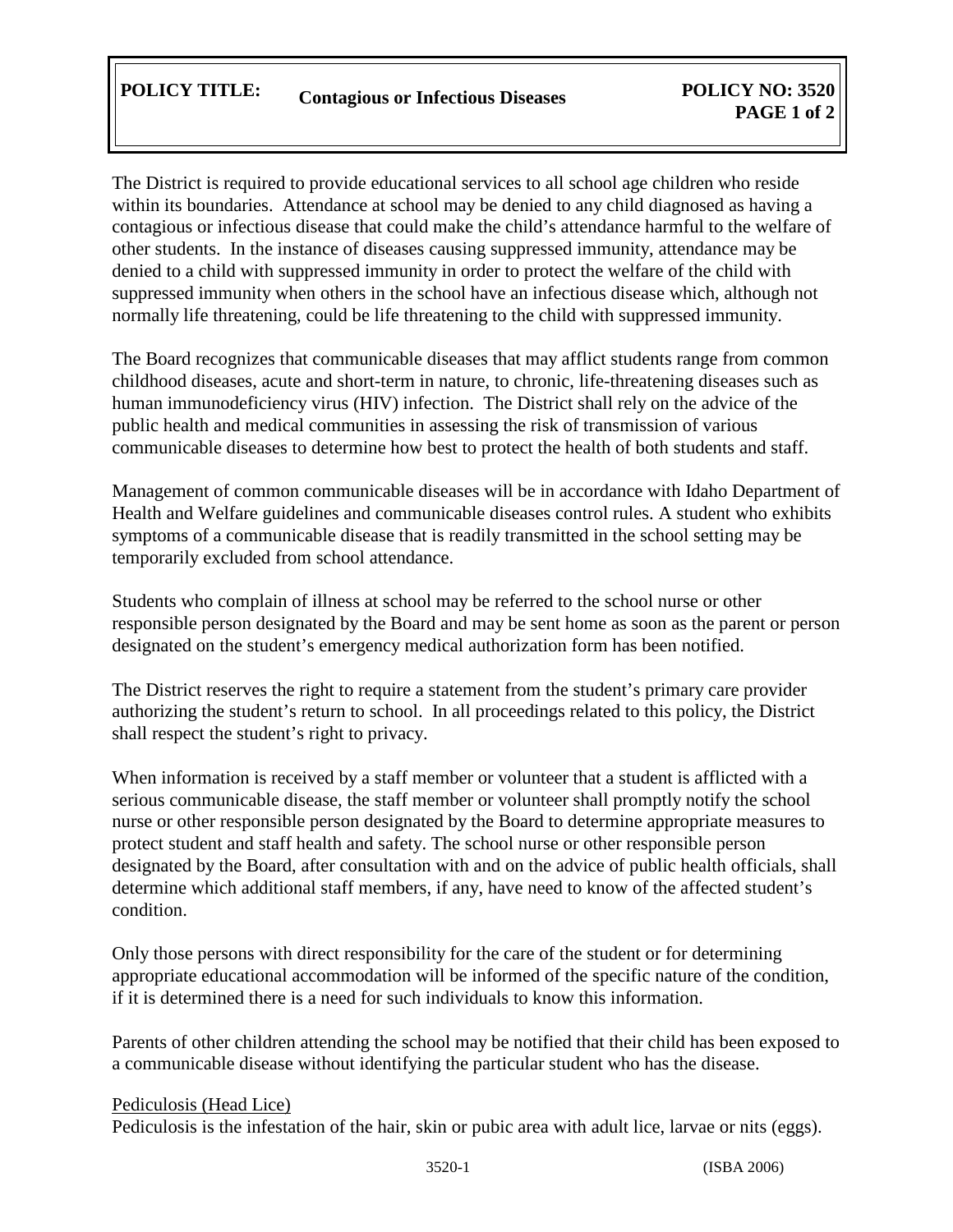**POLICY TITLE:** **Contagious or Infectious Diseases** **POLICY NO: 3520**

The District is required to provide educational services to all school age children who reside within its boundaries. Attendance at school may be denied to any child diagnosed as having a contagious or infectious disease that could make the child's attendance harmful to the welfare of other students. In the instance of diseases causing suppressed immunity, attendance may be denied to a child with suppressed immunity in order to protect the welfare of the child with suppressed immunity when others in the school have an infectious disease which, although not normally life threatening, could be life threatening to the child with suppressed immunity.

The Board recognizes that communicable diseases that may afflict students range from common childhood diseases, acute and short-term in nature, to chronic, life-threatening diseases such as human immunodeficiency virus (HIV) infection. The District shall rely on the advice of the public health and medical communities in assessing the risk of transmission of various communicable diseases to determine how best to protect the health of both students and staff.

Management of common communicable diseases will be in accordance with Idaho Department of Health and Welfare guidelines and communicable diseases control rules. A student who exhibits symptoms of a communicable disease that is readily transmitted in the school setting may be temporarily excluded from school attendance.

Students who complain of illness at school may be referred to the school nurse or other responsible person designated by the Board and may be sent home as soon as the parent or person designated on the student's emergency medical authorization form has been notified.

The District reserves the right to require a statement from the student's primary care provider authorizing the student's return to school. In all proceedings related to this policy, the District shall respect the student's right to privacy.

When information is received by a staff member or volunteer that a student is afflicted with a serious communicable disease, the staff member or volunteer shall promptly notify the school nurse or other responsible person designated by the Board to determine appropriate measures to protect student and staff health and safety. The school nurse or other responsible person designated by the Board, after consultation with and on the advice of public health officials, shall determine which additional staff members, if any, have need to know of the affected student's condition.

Only those persons with direct responsibility for the care of the student or for determining appropriate educational accommodation will be informed of the specific nature of the condition, if it is determined there is a need for such individuals to know this information.

Parents of other children attending the school may be notified that their child has been exposed to a communicable disease without identifying the particular student who has the disease.

<u>Pediculosis (Head Lice)</u>

Pediculosis is the infestation of the hair, skin or pubic area with adult lice, larvae or nits (eggs).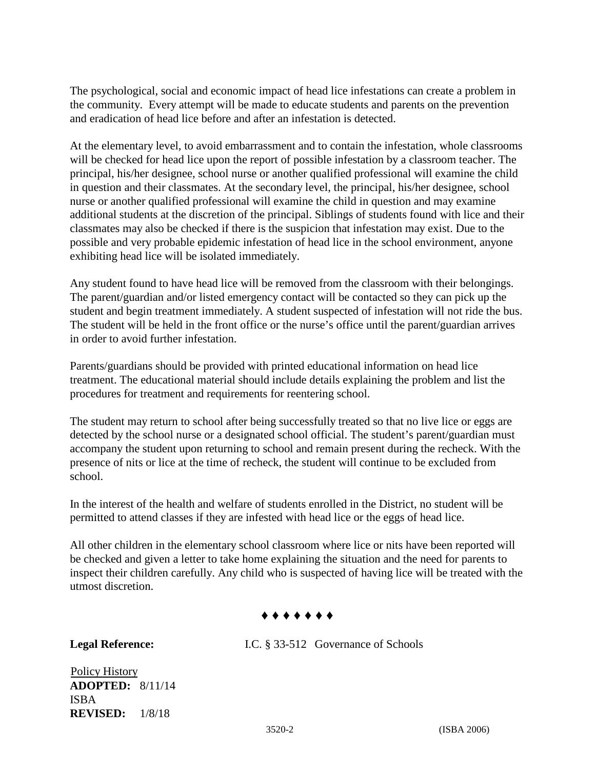The psychological, social and economic impact of head lice infestations can create a problem in the community. Every attempt will be made to educate students and parents on the prevention and eradication of head lice before and after an infestation is detected.

At the elementary level, to avoid embarrassment and to contain the infestation, whole classrooms will be checked for head lice upon the report of possible infestation by a classroom teacher. The principal, his/her designee, school nurse or another qualified professional will examine the child in question and their classmates. At the secondary level, the principal, his/her designee, school nurse or another qualified professional will examine the child in question and may examine additional students at the discretion of the principal. Siblings of students found with lice and their classmates may also be checked if there is the suspicion that infestation may exist. Due to the possible and very probable epidemic infestation of head lice in the school environment, anyone exhibiting head lice will be isolated immediately.

Any student found to have head lice will be removed from the classroom with their belongings. The parent/guardian and/or listed emergency contact will be contacted so they can pick up the student and begin treatment immediately. A student suspected of infestation will not ride the bus. The student will be held in the front office or the nurse's office until the parent/guardian arrives in order to avoid further infestation.

Parents/guardians should be provided with printed educational information on head lice treatment. The educational material should include details explaining the problem and list the procedures for treatment and requirements for reentering school.

The student may return to school after being successfully treated so that no live lice or eggs are detected by the school nurse or a designated school official. The student's parent/guardian must accompany the student upon returning to school and remain present during the recheck. With the presence of nits or lice at the time of recheck, the student will continue to be excluded from school.

In the interest of the health and welfare of students enrolled in the District, no student will be permitted to attend classes if they are infested with head lice or the eggs of head lice.

All other children in the elementary school classroom where lice or nits have been reported will be checked and given a letter to take home explaining the situation and the need for parents to inspect their children carefully. Any child who is suspected of having lice will be treated with the utmost discretion.

♦ ♦ ♦ ♦ ♦ ♦ ♦

**Legal Reference:** I.C. § 33-512 Governance of Schools

Policy History
**ADOPTED:** 8/11/14
ISBA
**REVISED:** 1/8/18